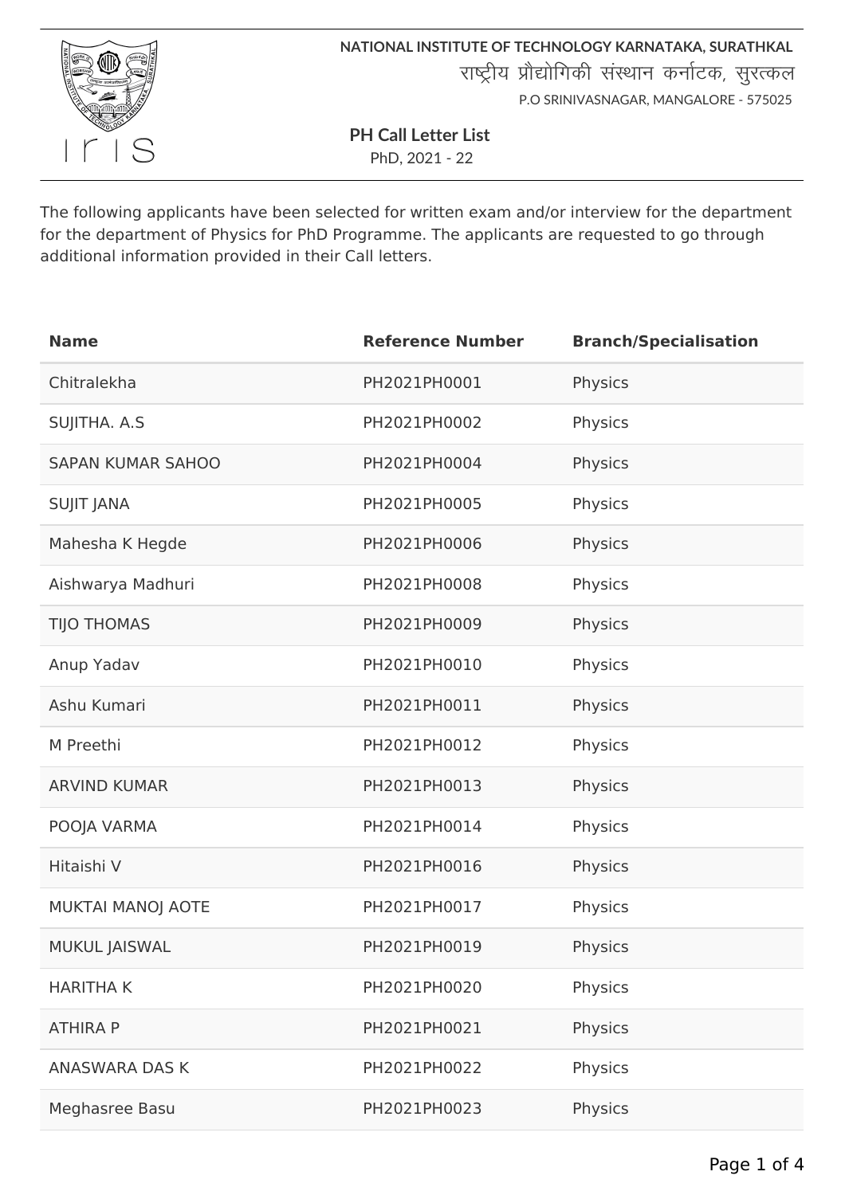NATIONAL INSTITUTE OF TECHNOLOGY KARNATAKA, SURATHKAL

राष्ट्रीय प्रौद्योगिकी संस्थान कर्नाटक, सुरत्कल

P.O SRINIVASNAGAR, MANGALORE - 575025

# PH Call Letter List

PhD, 2021 - 22

The following applicants have been selected for written exam and/or interview for the department for the department of Physics for PhD Programme. The applicants are requested to go through additional information provided in their Call letters.

| Name | Reference Number | Branch/Specialisation |
|---|---|---|
| Chitralekha | PH2021PH0001 | Physics |
| SUJITHA. A.S | PH2021PH0002 | Physics |
| SAPAN KUMAR SAHOO | PH2021PH0004 | Physics |
| SUJIT JANA | PH2021PH0005 | Physics |
| Mahesha K Hegde | PH2021PH0006 | Physics |
| Aishwarya Madhuri | PH2021PH0008 | Physics |
| TIJO THOMAS | PH2021PH0009 | Physics |
| Anup Yadav | PH2021PH0010 | Physics |
| Ashu Kumari | PH2021PH0011 | Physics |
| M Preethi | PH2021PH0012 | Physics |
| ARVIND KUMAR | PH2021PH0013 | Physics |
| POOJA VARMA | PH2021PH0014 | Physics |
| Hitaishi V | PH2021PH0016 | Physics |
| MUKTAI MANOJ AOTE | PH2021PH0017 | Physics |
| MUKUL JAISWAL | PH2021PH0019 | Physics |
| HARITHA K | PH2021PH0020 | Physics |
| ATHIRA P | PH2021PH0021 | Physics |
| ANASWARA DAS K | PH2021PH0022 | Physics |
| Meghasree Basu | PH2021PH0023 | Physics |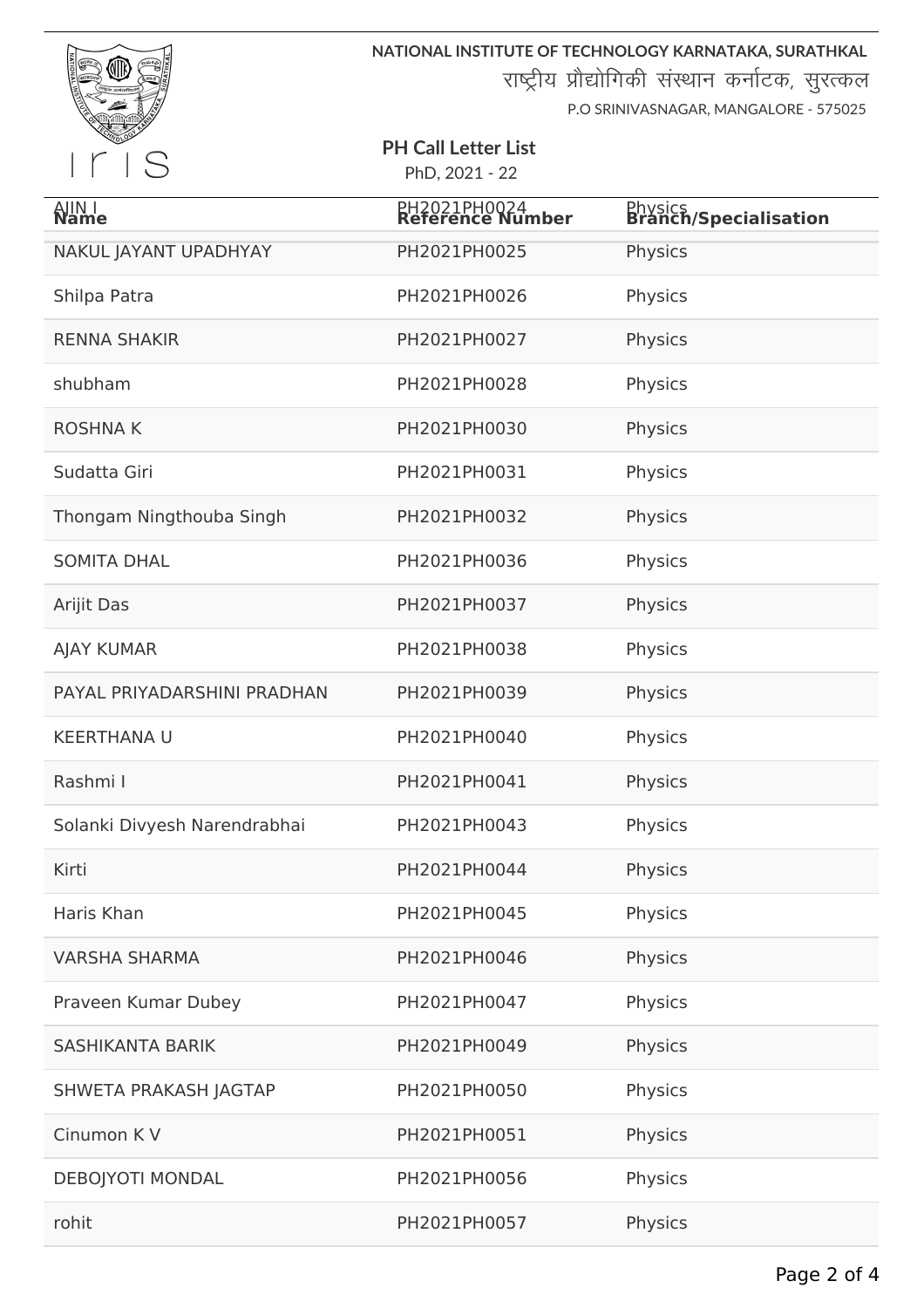NATIONAL INSTITUTE OF TECHNOLOGY KARNATAKA, SURATHKAL

राष्ट्रीय प्रौद्योगिकी संस्थान कर्नाटक, सुरत्कल

P.O SRINIVASNAGAR, MANGALORE - 575025

**PH Call Letter List**

PhD, 2021 - 22

| Name | Reference Number | Branch/Specialisation |
| --- | --- | --- |
| AJIN I | PH2021PH0024 | Physics |
| NAKUL JAYANT UPADHYAY | PH2021PH0025 | Physics |
| Shilpa Patra | PH2021PH0026 | Physics |
| RENNA SHAKIR | PH2021PH0027 | Physics |
| shubham | PH2021PH0028 | Physics |
| ROSHNA K | PH2021PH0030 | Physics |
| Sudatta Giri | PH2021PH0031 | Physics |
| Thongam Ningthouba Singh | PH2021PH0032 | Physics |
| SOMITA DHAL | PH2021PH0036 | Physics |
| Arijit Das | PH2021PH0037 | Physics |
| AJAY KUMAR | PH2021PH0038 | Physics |
| PAYAL PRIYADARSHINI PRADHAN | PH2021PH0039 | Physics |
| KEERTHANA U | PH2021PH0040 | Physics |
| Rashmi I | PH2021PH0041 | Physics |
| Solanki Divyesh Narendrabhai | PH2021PH0043 | Physics |
| Kirti | PH2021PH0044 | Physics |
| Haris Khan | PH2021PH0045 | Physics |
| VARSHA SHARMA | PH2021PH0046 | Physics |
| Praveen Kumar Dubey | PH2021PH0047 | Physics |
| SASHIKANTA BARIK | PH2021PH0049 | Physics |
| SHWETA PRAKASH JAGTAP | PH2021PH0050 | Physics |
| Cinumon K V | PH2021PH0051 | Physics |
| DEBOJYOTI MONDAL | PH2021PH0056 | Physics |
| rohit | PH2021PH0057 | Physics |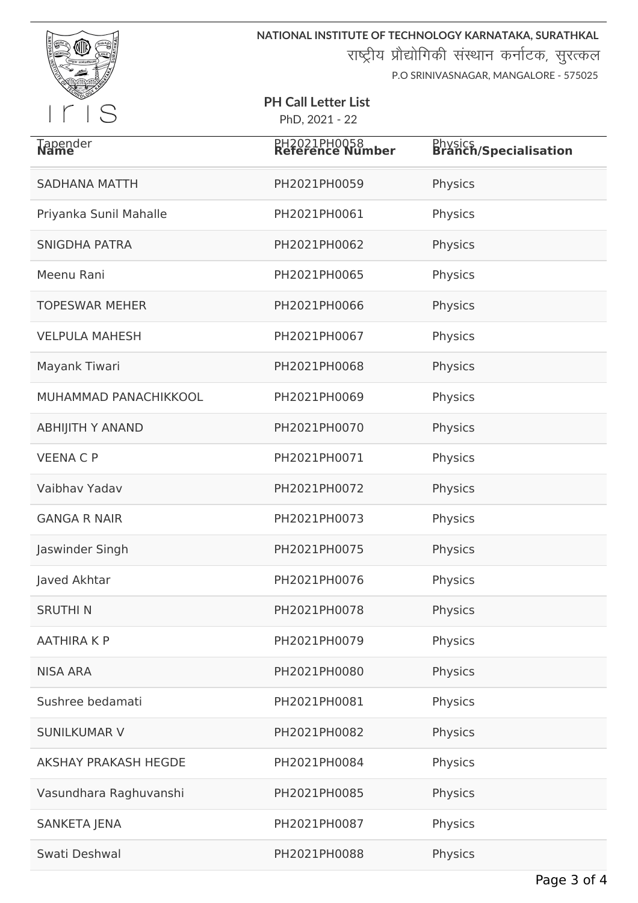NATIONAL INSTITUTE OF TECHNOLOGY KARNATAKA, SURATHKAL
राष्ट्रीय प्रौद्योगिकी संस्थान कर्नाटक, सुरत्कल
P.O SRINIVASNAGAR, MANGALORE - 575025

**PH Call Letter List**
PhD, 2021 - 22

| Name | Reference Number | Branch/Specialisation |
|---|---|---|
| Tapender | PH2021PH0058 | Physics |
| SADHANA MATTH | PH2021PH0059 | Physics |
| Priyanka Sunil Mahalle | PH2021PH0061 | Physics |
| SNIGDHA PATRA | PH2021PH0062 | Physics |
| Meenu Rani | PH2021PH0065 | Physics |
| TOPESWAR MEHER | PH2021PH0066 | Physics |
| VELPULA MAHESH | PH2021PH0067 | Physics |
| Mayank Tiwari | PH2021PH0068 | Physics |
| MUHAMMAD PANACHIKKOOL | PH2021PH0069 | Physics |
| ABHIJITH Y ANAND | PH2021PH0070 | Physics |
| VEENA C P | PH2021PH0071 | Physics |
| Vaibhav Yadav | PH2021PH0072 | Physics |
| GANGA R NAIR | PH2021PH0073 | Physics |
| Jaswinder Singh | PH2021PH0075 | Physics |
| Javed Akhtar | PH2021PH0076 | Physics |
| SRUTHI N | PH2021PH0078 | Physics |
| AATHIRA K P | PH2021PH0079 | Physics |
| NISA ARA | PH2021PH0080 | Physics |
| Sushree bedamati | PH2021PH0081 | Physics |
| SUNILKUMAR V | PH2021PH0082 | Physics |
| AKSHAY PRAKASH HEGDE | PH2021PH0084 | Physics |
| Vasundhara Raghuvanshi | PH2021PH0085 | Physics |
| SANKETA JENA | PH2021PH0087 | Physics |
| Swati Deshwal | PH2021PH0088 | Physics |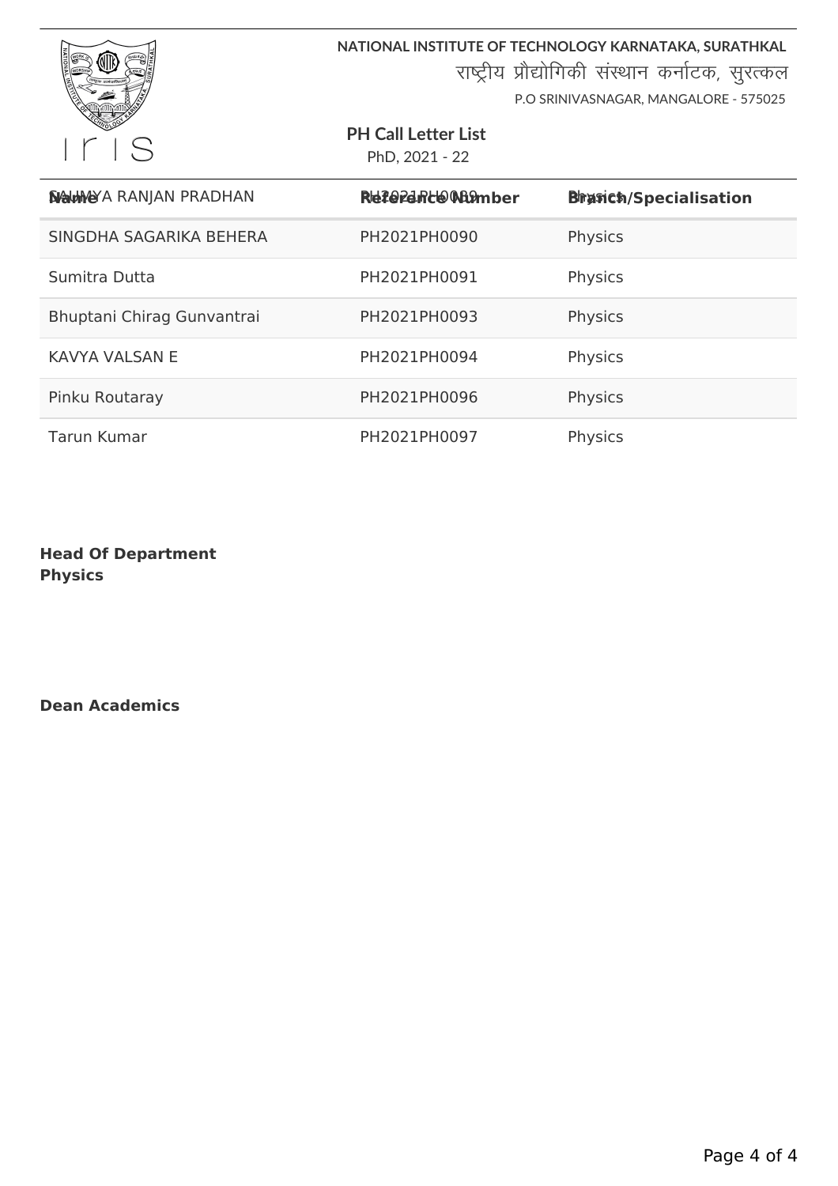NATIONAL INSTITUTE OF TECHNOLOGY KARNATAKA, SURATHKAL

राष्ट्रीय प्रौद्योगिकी संस्थान कर्नाटक, सुरत्कल

P.O SRINIVASNAGAR, MANGALORE - 575025

PH Call Letter List

PhD, 2021 - 22

| Name | Reference Number | Branch/Specialisation |
|---|---|---|
| SAUMYA RANJAN PRADHAN | PH2021PH0089 | Physics |
| SINGDHA SAGARIKA BEHERA | PH2021PH0090 | Physics |
| Sumitra Dutta | PH2021PH0091 | Physics |
| Bhuptani Chirag Gunvantrai | PH2021PH0093 | Physics |
| KAVYA VALSAN E | PH2021PH0094 | Physics |
| Pinku Routaray | PH2021PH0096 | Physics |
| Tarun Kumar | PH2021PH0097 | Physics |

**Head Of Department**
**Physics**

**Dean Academics**